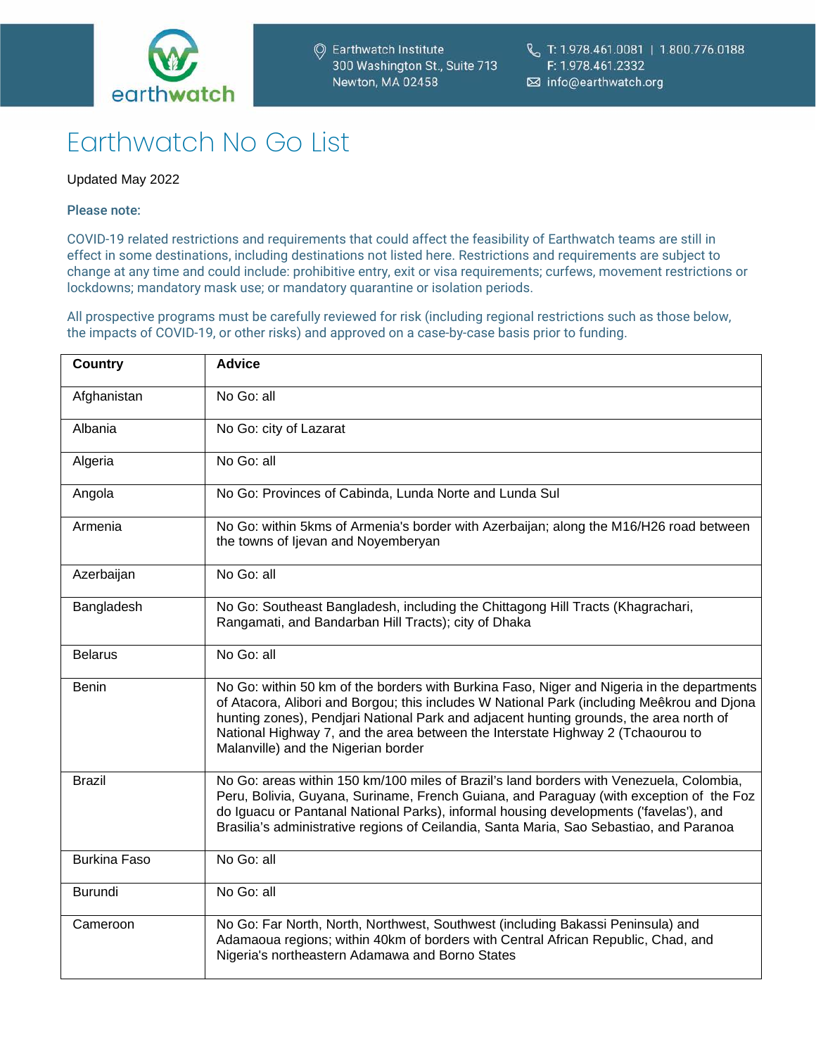Earthwatch Institute
300 Washington St., Suite 713
Newton, MA 02458

T: 1.978.461.0081 | 1.800.776.0188
F: 1.978.461.2332
info@earthwatch.org

# Earthwatch No Go List

Updated May 2022

**Please note:**

COVID-19 related restrictions and requirements that could affect the feasibility of Earthwatch teams are still in effect in some destinations, including destinations not listed here. Restrictions and requirements are subject to change at any time and could include: prohibitive entry, exit or visa requirements; curfews, movement restrictions or lockdowns; mandatory mask use; or mandatory quarantine or isolation periods.

All prospective programs must be carefully reviewed for risk (including regional restrictions such as those below, the impacts of COVID-19, or other risks) and approved on a case-by-case basis prior to funding.

| Country | Advice |
|---|---|
| Afghanistan | No Go: all |
| Albania | No Go: city of Lazarat |
| Algeria | No Go: all |
| Angola | No Go: Provinces of Cabinda, Lunda Norte and Lunda Sul |
| Armenia | No Go: within 5kms of Armenia's border with Azerbaijan; along the M16/H26 road between the towns of Ijevan and Noyemberyan |
| Azerbaijan | No Go: all |
| Bangladesh | No Go: Southeast Bangladesh, including the Chittagong Hill Tracts (Khagrachari, Rangamati, and Bandarban Hill Tracts); city of Dhaka |
| Belarus | No Go: all |
| Benin | No Go: within 50 km of the borders with Burkina Faso, Niger and Nigeria in the departments of Atacora, Alibori and Borgou; this includes W National Park (including Meêkrou and Djona hunting zones), Pendjari National Park and adjacent hunting grounds, the area north of National Highway 7, and the area between the Interstate Highway 2 (Tchaourou to Malanville) and the Nigerian border |
| Brazil | No Go: areas within 150 km/100 miles of Brazil's land borders with Venezuela, Colombia, Peru, Bolivia, Guyana, Suriname, French Guiana, and Paraguay (with exception of the Foz do Iguacu or Pantanal National Parks), informal housing developments ('favelas'), and Brasilia's administrative regions of Ceilandia, Santa Maria, Sao Sebastiao, and Paranoa |
| Burkina Faso | No Go: all |
| Burundi | No Go: all |
| Cameroon | No Go: Far North, North, Northwest, Southwest (including Bakassi Peninsula) and Adamaoua regions; within 40km of borders with Central African Republic, Chad, and Nigeria's northeastern Adamawa and Borno States |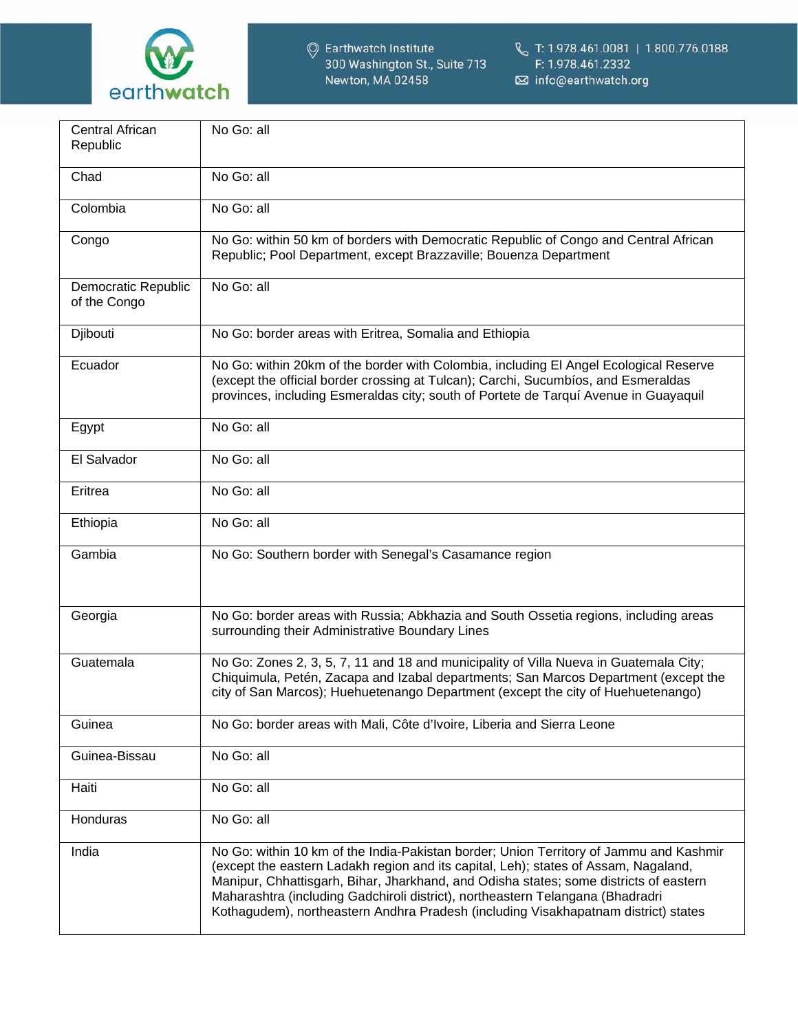| | |
|---|---|
| Central African Republic | No Go: all |
| Chad | No Go: all |
| Colombia | No Go: all |
| Congo | No Go: within 50 km of borders with Democratic Republic of Congo and Central African Republic; Pool Department, except Brazzaville; Bouenza Department |
| Democratic Republic of the Congo | No Go: all |
| Djibouti | No Go: border areas with Eritrea, Somalia and Ethiopia |
| Ecuador | No Go: within 20km of the border with Colombia, including El Angel Ecological Reserve (except the official border crossing at Tulcan); Carchi, Sucumbíos, and Esmeraldas provinces, including Esmeraldas city; south of Portete de Tarquí Avenue in Guayaquil |
| Egypt | No Go: all |
| El Salvador | No Go: all |
| Eritrea | No Go: all |
| Ethiopia | No Go: all |
| Gambia | No Go: Southern border with Senegal's Casamance region |
| Georgia | No Go: border areas with Russia; Abkhazia and South Ossetia regions, including areas surrounding their Administrative Boundary Lines |
| Guatemala | No Go: Zones 2, 3, 5, 7, 11 and 18 and municipality of Villa Nueva in Guatemala City; Chiquimula, Petén, Zacapa and Izabal departments; San Marcos Department (except the city of San Marcos); Huehuetenango Department (except the city of Huehuetenango) |
| Guinea | No Go: border areas with Mali, Côte d'Ivoire, Liberia and Sierra Leone |
| Guinea-Bissau | No Go: all |
| Haiti | No Go: all |
| Honduras | No Go: all |
| India | No Go: within 10 km of the India-Pakistan border; Union Territory of Jammu and Kashmir (except the eastern Ladakh region and its capital, Leh); states of Assam, Nagaland, Manipur, Chhattisgarh, Bihar, Jharkhand, and Odisha states; some districts of eastern Maharashtra (including Gadchiroli district), northeastern Telangana (Bhadradri Kothagudem), northeastern Andhra Pradesh (including Visakhapatnam district) states |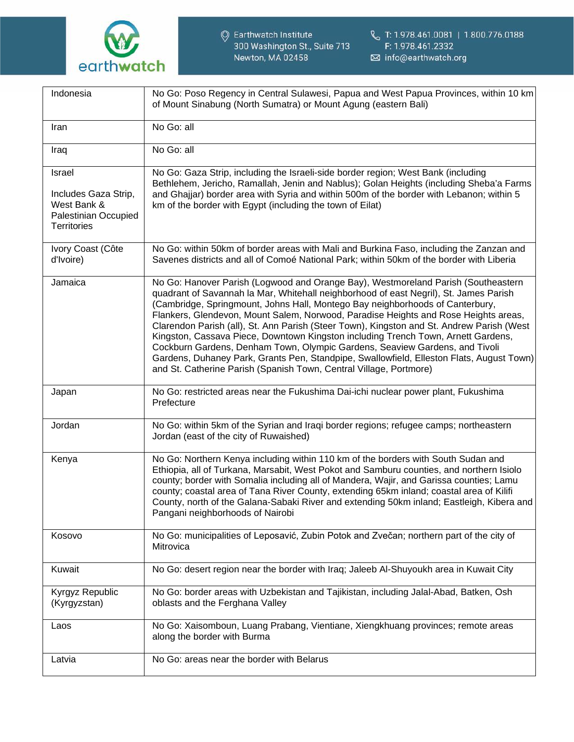| | |
|---|---|
| Indonesia | No Go: Poso Regency in Central Sulawesi, Papua and West Papua Provinces, within 10 km of Mount Sinabung (North Sumatra) or Mount Agung (eastern Bali) |
| Iran | No Go: all |
| Iraq | No Go: all |
| Israel<br><br>Includes Gaza Strip, West Bank & Palestinian Occupied Territories | No Go: Gaza Strip, including the Israeli-side border region; West Bank (including Bethlehem, Jericho, Ramallah, Jenin and Nablus); Golan Heights (including Sheba'a Farms and Ghajjar) border area with Syria and within 500m of the border with Lebanon; within 5 km of the border with Egypt (including the town of Eilat) |
| Ivory Coast (Côte d'Ivoire) | No Go: within 50km of border areas with Mali and Burkina Faso, including the Zanzan and Savenes districts and all of Comoé National Park; within 50km of the border with Liberia |
| Jamaica | No Go: Hanover Parish (Logwood and Orange Bay), Westmoreland Parish (Southeastern quadrant of Savannah la Mar, Whitehall neighborhood of east Negril), St. James Parish (Cambridge, Springmount, Johns Hall, Montego Bay neighborhoods of Canterbury, Flankers, Glendevon, Mount Salem, Norwood, Paradise Heights and Rose Heights areas, Clarendon Parish (all), St. Ann Parish (Steer Town), Kingston and St. Andrew Parish (West Kingston, Cassava Piece, Downtown Kingston including Trench Town, Arnett Gardens, Cockburn Gardens, Denham Town, Olympic Gardens, Seaview Gardens, and Tivoli Gardens, Duhaney Park, Grants Pen, Standpipe, Swallowfield, Elleston Flats, August Town) and St. Catherine Parish (Spanish Town, Central Village, Portmore) |
| Japan | No Go: restricted areas near the Fukushima Dai-ichi nuclear power plant, Fukushima Prefecture |
| Jordan | No Go: within 5km of the Syrian and Iraqi border regions; refugee camps; northeastern Jordan (east of the city of Ruwaished) |
| Kenya | No Go: Northern Kenya including within 110 km of the borders with South Sudan and Ethiopia, all of Turkana, Marsabit, West Pokot and Samburu counties, and northern Isiolo county; border with Somalia including all of Mandera, Wajir, and Garissa counties; Lamu county; coastal area of Tana River County, extending 65km inland; coastal area of Kilifi County, north of the Galana-Sabaki River and extending 50km inland; Eastleigh, Kibera and Pangani neighborhoods of Nairobi |
| Kosovo | No Go: municipalities of Leposavić, Zubin Potok and Zvečan; northern part of the city of Mitrovica |
| Kuwait | No Go: desert region near the border with Iraq; Jaleeb Al-Shuyoukh area in Kuwait City |
| Kyrgyz Republic (Kyrgyzstan) | No Go: border areas with Uzbekistan and Tajikistan, including Jalal-Abad, Batken, Osh oblasts and the Ferghana Valley |
| Laos | No Go: Xaisomboun, Luang Prabang, Vientiane, Xiengkhuang provinces; remote areas along the border with Burma |
| Latvia | No Go: areas near the border with Belarus |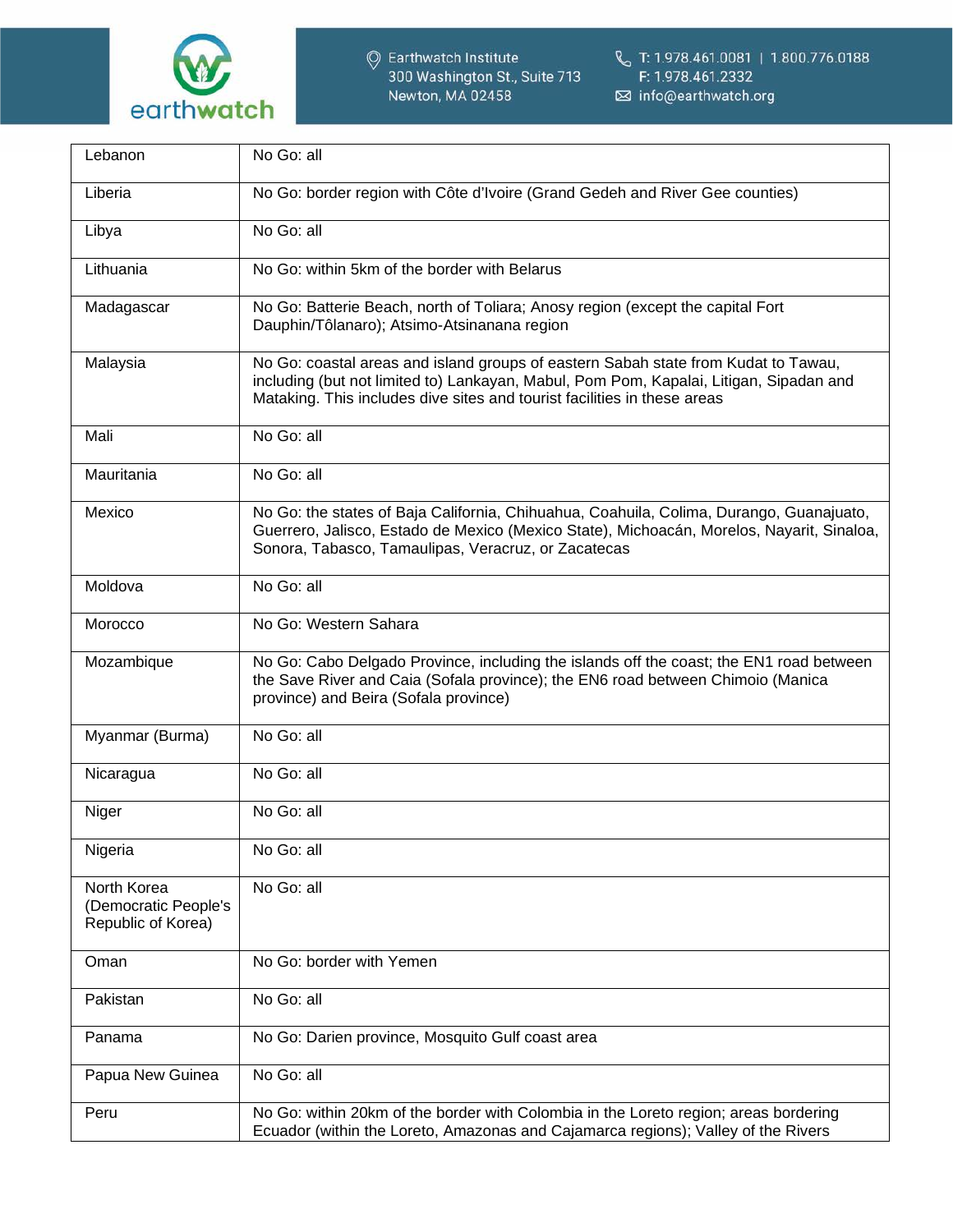| Lebanon | No Go: all |
|---|---|
| Liberia | No Go: border region with Côte d'Ivoire (Grand Gedeh and River Gee counties) |
| Libya | No Go: all |
| Lithuania | No Go: within 5km of the border with Belarus |
| Madagascar | No Go: Batterie Beach, north of Toliara; Anosy region (except the capital Fort Dauphin/Tôlanaro); Atsimo-Atsinanana region |
| Malaysia | No Go: coastal areas and island groups of eastern Sabah state from Kudat to Tawau, including (but not limited to) Lankayan, Mabul, Pom Pom, Kapalai, Litigan, Sipadan and Mataking. This includes dive sites and tourist facilities in these areas |
| Mali | No Go: all |
| Mauritania | No Go: all |
| Mexico | No Go: the states of Baja California, Chihuahua, Coahuila, Colima, Durango, Guanajuato, Guerrero, Jalisco, Estado de Mexico (Mexico State), Michoacán, Morelos, Nayarit, Sinaloa, Sonora, Tabasco, Tamaulipas, Veracruz, or Zacatecas |
| Moldova | No Go: all |
| Morocco | No Go: Western Sahara |
| Mozambique | No Go: Cabo Delgado Province, including the islands off the coast; the EN1 road between the Save River and Caia (Sofala province); the EN6 road between Chimoio (Manica province) and Beira (Sofala province) |
| Myanmar (Burma) | No Go: all |
| Nicaragua | No Go: all |
| Niger | No Go: all |
| Nigeria | No Go: all |
| North Korea (Democratic People's Republic of Korea) | No Go: all |
| Oman | No Go: border with Yemen |
| Pakistan | No Go: all |
| Panama | No Go: Darien province, Mosquito Gulf coast area |
| Papua New Guinea | No Go: all |
| Peru | No Go: within 20km of the border with Colombia in the Loreto region; areas bordering Ecuador (within the Loreto, Amazonas and Cajamarca regions); Valley of the Rivers |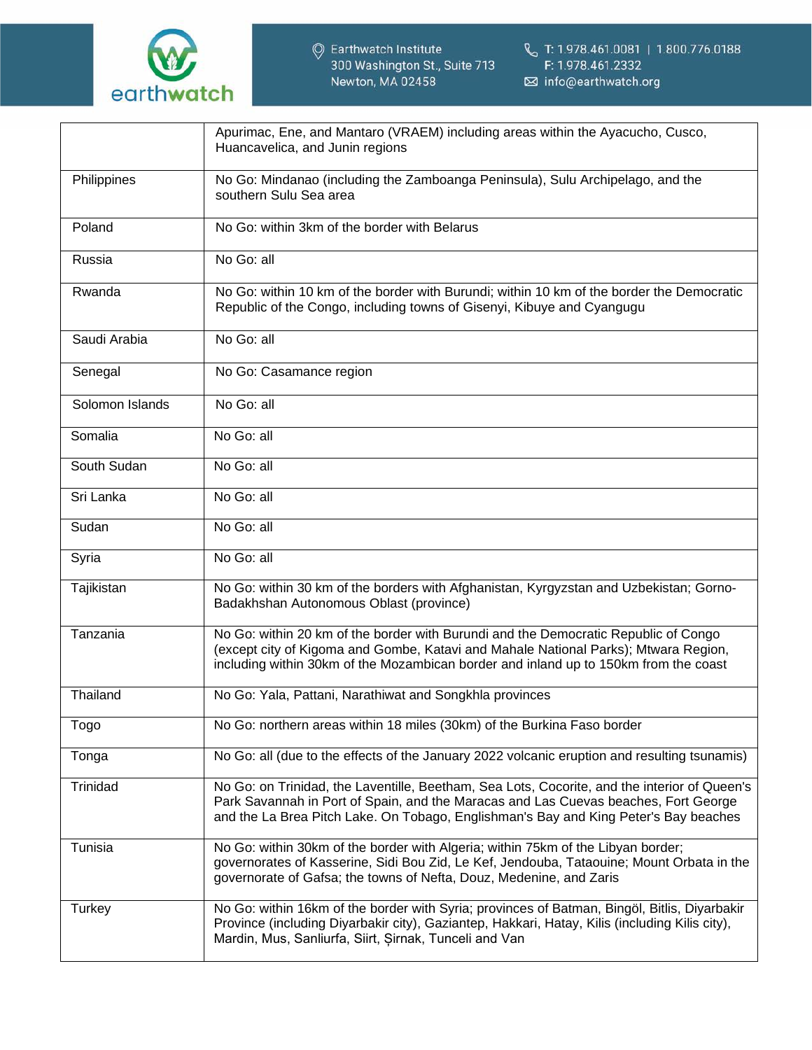|  |  |
|---|---|
|  | Apurimac, Ene, and Mantaro (VRAEM) including areas within the Ayacucho, Cusco, Huancavelica, and Junin regions |
| Philippines | No Go: Mindanao (including the Zamboanga Peninsula), Sulu Archipelago, and the southern Sulu Sea area |
| Poland | No Go: within 3km of the border with Belarus |
| Russia | No Go: all |
| Rwanda | No Go: within 10 km of the border with Burundi; within 10 km of the border the Democratic Republic of the Congo, including towns of Gisenyi, Kibuye and Cyangugu |
| Saudi Arabia | No Go: all |
| Senegal | No Go: Casamance region |
| Solomon Islands | No Go: all |
| Somalia | No Go: all |
| South Sudan | No Go: all |
| Sri Lanka | No Go: all |
| Sudan | No Go: all |
| Syria | No Go: all |
| Tajikistan | No Go: within 30 km of the borders with Afghanistan, Kyrgyzstan and Uzbekistan; Gorno-Badakhshan Autonomous Oblast (province) |
| Tanzania | No Go: within 20 km of the border with Burundi and the Democratic Republic of Congo (except city of Kigoma and Gombe, Katavi and Mahale National Parks); Mtwara Region, including within 30km of the Mozambican border and inland up to 150km from the coast |
| Thailand | No Go: Yala, Pattani, Narathiwat and Songkhla provinces |
| Togo | No Go: northern areas within 18 miles (30km) of the Burkina Faso border |
| Tonga | No Go: all (due to the effects of the January 2022 volcanic eruption and resulting tsunamis) |
| Trinidad | No Go: on Trinidad, the Laventille, Beetham, Sea Lots, Cocorite, and the interior of Queen's Park Savannah in Port of Spain, and the Maracas and Las Cuevas beaches, Fort George and the La Brea Pitch Lake. On Tobago, Englishman's Bay and King Peter's Bay beaches |
| Tunisia | No Go: within 30km of the border with Algeria; within 75km of the Libyan border; governorates of Kasserine, Sidi Bou Zid, Le Kef, Jendouba, Tataouine; Mount Orbata in the governorate of Gafsa; the towns of Nefta, Douz, Medenine, and Zaris |
| Turkey | No Go: within 16km of the border with Syria; provinces of Batman, Bingöl, Bitlis, Diyarbakir Province (including Diyarbakir city), Gaziantep, Hakkari, Hatay, Kilis (including Kilis city), Mardin, Mus, Sanliurfa, Siirt, Șirnak, Tunceli and Van |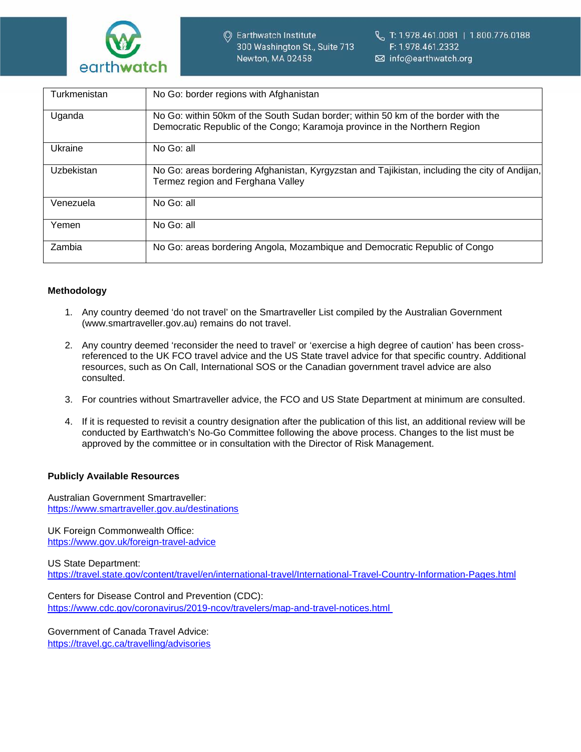| | |
|---|---|
| Turkmenistan | No Go: border regions with Afghanistan |
| Uganda | No Go: within 50km of the South Sudan border; within 50 km of the border with the Democratic Republic of the Congo; Karamoja province in the Northern Region |
| Ukraine | No Go: all |
| Uzbekistan | No Go: areas bordering Afghanistan, Kyrgyzstan and Tajikistan, including the city of Andijan, Termez region and Ferghana Valley |
| Venezuela | No Go: all |
| Yemen | No Go: all |
| Zambia | No Go: areas bordering Angola, Mozambique and Democratic Republic of Congo |

**Methodology**

1. Any country deemed 'do not travel' on the Smartraveller List compiled by the Australian Government (www.smartraveller.gov.au) remains do not travel.

2. Any country deemed 'reconsider the need to travel' or 'exercise a high degree of caution' has been cross-referenced to the UK FCO travel advice and the US State travel advice for that specific country. Additional resources, such as On Call, International SOS or the Canadian government travel advice are also consulted.

3. For countries without Smartraveller advice, the FCO and US State Department at minimum are consulted.

4. If it is requested to revisit a country designation after the publication of this list, an additional review will be conducted by Earthwatch's No-Go Committee following the above process. Changes to the list must be approved by the committee or in consultation with the Director of Risk Management.

**Publicly Available Resources**

Australian Government Smartraveller:
https://www.smartraveller.gov.au/destinations

UK Foreign Commonwealth Office:
https://www.gov.uk/foreign-travel-advice

US State Department:
https://travel.state.gov/content/travel/en/international-travel/International-Travel-Country-Information-Pages.html

Centers for Disease Control and Prevention (CDC):
https://www.cdc.gov/coronavirus/2019-ncov/travelers/map-and-travel-notices.html

Government of Canada Travel Advice:
https://travel.gc.ca/travelling/advisories